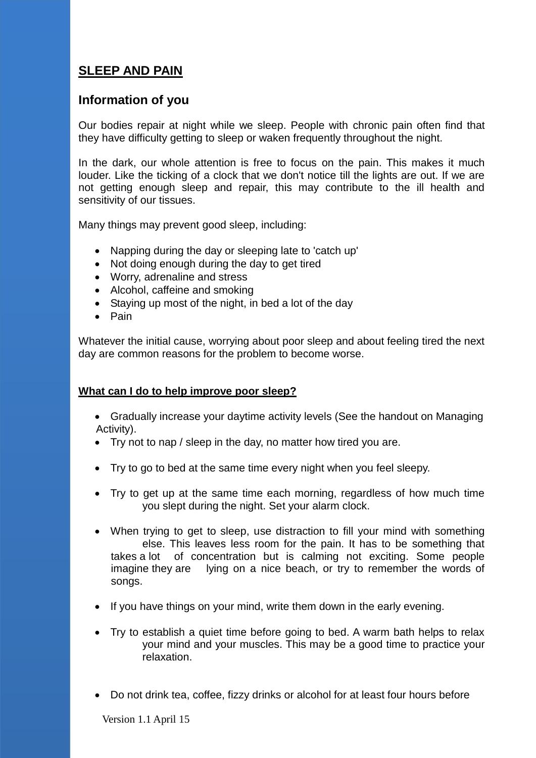## SLEEP AND PAIN

### Information of you

Our bodies repair at night while we sleep. People with chronic pain often find that they have difficulty getting to sleep or waken frequently throughout the night.

In the dark, our whole attention is free to focus on the pain. This makes it much louder. Like the ticking of a clock that we don't notice till the lights are out. If we are not getting enough sleep and repair, this may contribute to the ill health and sensitivity of our tissues.

Many things may prevent good sleep, including:

- Napping during the day or sleeping late to 'catch up'
- Not doing enough during the day to get tired
- Worry, adrenaline and stress
- Alcohol, caffeine and smoking
- Staying up most of the night, in bed a lot of the day
- Pain

Whatever the initial cause, worrying about poor sleep and about feeling tired the next day are common reasons for the problem to become worse.

**What can I do to help improve poor sleep?**

- Gradually increase your daytime activity levels (See the handout on Managing Activity).
- Try not to nap / sleep in the day, no matter how tired you are.
- Try to go to bed at the same time every night when you feel sleepy.
- Try to get up at the same time each morning, regardless of how much time you slept during the night. Set your alarm clock.
- When trying to get to sleep, use distraction to fill your mind with something else. This leaves less room for the pain. It has to be something that takes a lot of concentration but is calming not exciting. Some people imagine they are lying on a nice beach, or try to remember the words of songs.
- If you have things on your mind, write them down in the early evening.
- Try to establish a quiet time before going to bed. A warm bath helps to relax your mind and your muscles. This may be a good time to practice your relaxation.
- Do not drink tea, coffee, fizzy drinks or alcohol for at least four hours before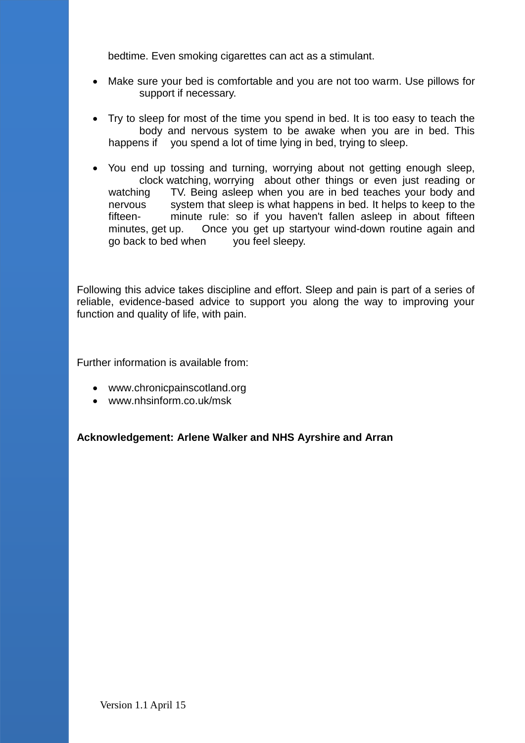bedtime. Even smoking cigarettes can act as a stimulant.

- Make sure your bed is comfortable and you are not too warm. Use pillows for support if necessary.

- Try to sleep for most of the time you spend in bed. It is too easy to teach the body and nervous system to be awake when you are in bed. This happens if you spend a lot of time lying in bed, trying to sleep.

- You end up tossing and turning, worrying about not getting enough sleep, clock watching, worrying about other things or even just reading or watching TV. Being asleep when you are in bed teaches your body and nervous system that sleep is what happens in bed. It helps to keep to the fifteen-minute rule: so if you haven't fallen asleep in about fifteen minutes, get up. Once you get up startyour wind-down routine again and go back to bed when you feel sleepy.

Following this advice takes discipline and effort. Sleep and pain is part of a series of reliable, evidence-based advice to support you along the way to improving your function and quality of life, with pain.

Further information is available from:

- www.chronicpainscotland.org
- www.nhsinform.co.uk/msk

**Acknowledgement: Arlene Walker and NHS Ayrshire and Arran**

Version 1.1 April 15